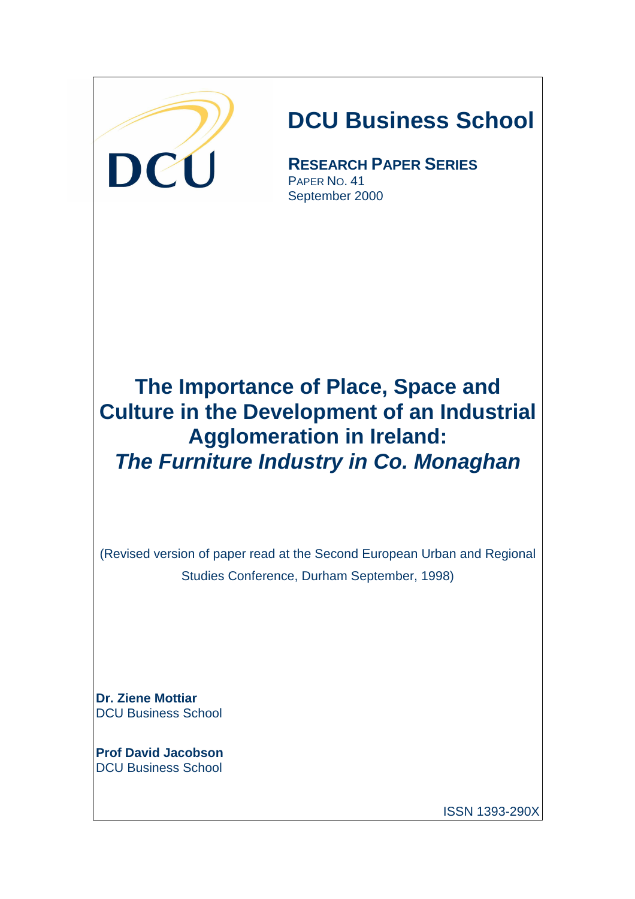DCU

# DCU Business School

**RESEARCH PAPER SERIES**
PAPER NO. 41
September 2000

# The Importance of Place, Space and Culture in the Development of an Industrial Agglomeration in Ireland: *The Furniture Industry in Co. Monaghan*

(Revised version of paper read at the Second European Urban and Regional Studies Conference, Durham September, 1998)

**Dr. Ziene Mottiar**
DCU Business School

**Prof David Jacobson**
DCU Business School

ISSN 1393-290X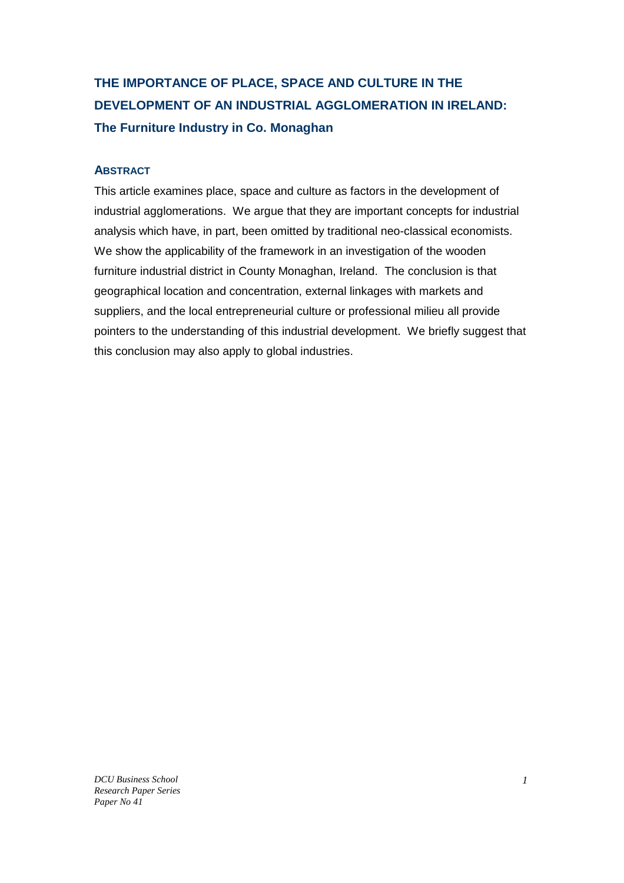# THE IMPORTANCE OF PLACE, SPACE AND CULTURE IN THE DEVELOPMENT OF AN INDUSTRIAL AGGLOMERATION IN IRELAND: The Furniture Industry in Co. Monaghan

## ABSTRACT

This article examines place, space and culture as factors in the development of industrial agglomerations. We argue that they are important concepts for industrial analysis which have, in part, been omitted by traditional neo-classical economists. We show the applicability of the framework in an investigation of the wooden furniture industrial district in County Monaghan, Ireland. The conclusion is that geographical location and concentration, external linkages with markets and suppliers, and the local entrepreneurial culture or professional milieu all provide pointers to the understanding of this industrial development. We briefly suggest that this conclusion may also apply to global industries.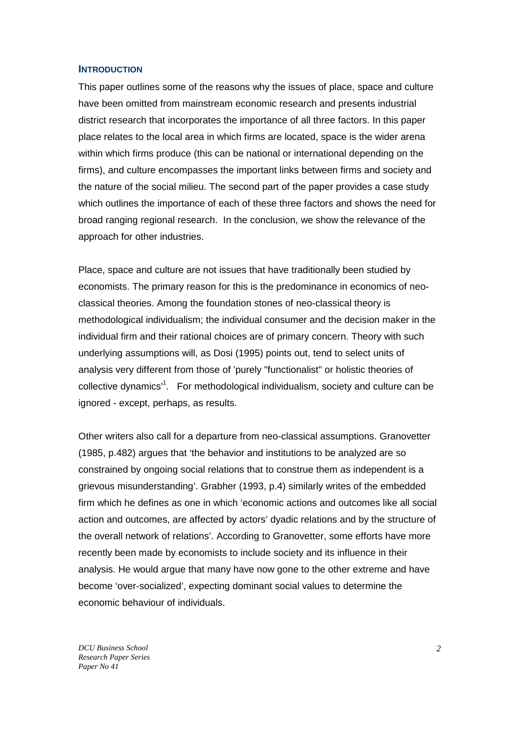## INTRODUCTION

This paper outlines some of the reasons why the issues of place, space and culture have been omitted from mainstream economic research and presents industrial district research that incorporates the importance of all three factors. In this paper place relates to the local area in which firms are located, space is the wider arena within which firms produce (this can be national or international depending on the firms), and culture encompasses the important links between firms and society and the nature of the social milieu. The second part of the paper provides a case study which outlines the importance of each of these three factors and shows the need for broad ranging regional research. In the conclusion, we show the relevance of the approach for other industries.

Place, space and culture are not issues that have traditionally been studied by economists. The primary reason for this is the predominance in economics of neo-classical theories. Among the foundation stones of neo-classical theory is methodological individualism; the individual consumer and the decision maker in the individual firm and their rational choices are of primary concern. Theory with such underlying assumptions will, as Dosi (1995) points out, tend to select units of analysis very different from those of 'purely "functionalist" or holistic theories of collective dynamics'[1]. For methodological individualism, society and culture can be ignored - except, perhaps, as results.

Other writers also call for a departure from neo-classical assumptions. Granovetter (1985, p.482) argues that 'the behavior and institutions to be analyzed are so constrained by ongoing social relations that to construe them as independent is a grievous misunderstanding'. Grabher (1993, p.4) similarly writes of the embedded firm which he defines as one in which 'economic actions and outcomes like all social action and outcomes, are affected by actors' dyadic relations and by the structure of the overall network of relations'. According to Granovetter, some efforts have more recently been made by economists to include society and its influence in their analysis. He would argue that many have now gone to the other extreme and have become 'over-socialized', expecting dominant social values to determine the economic behaviour of individuals.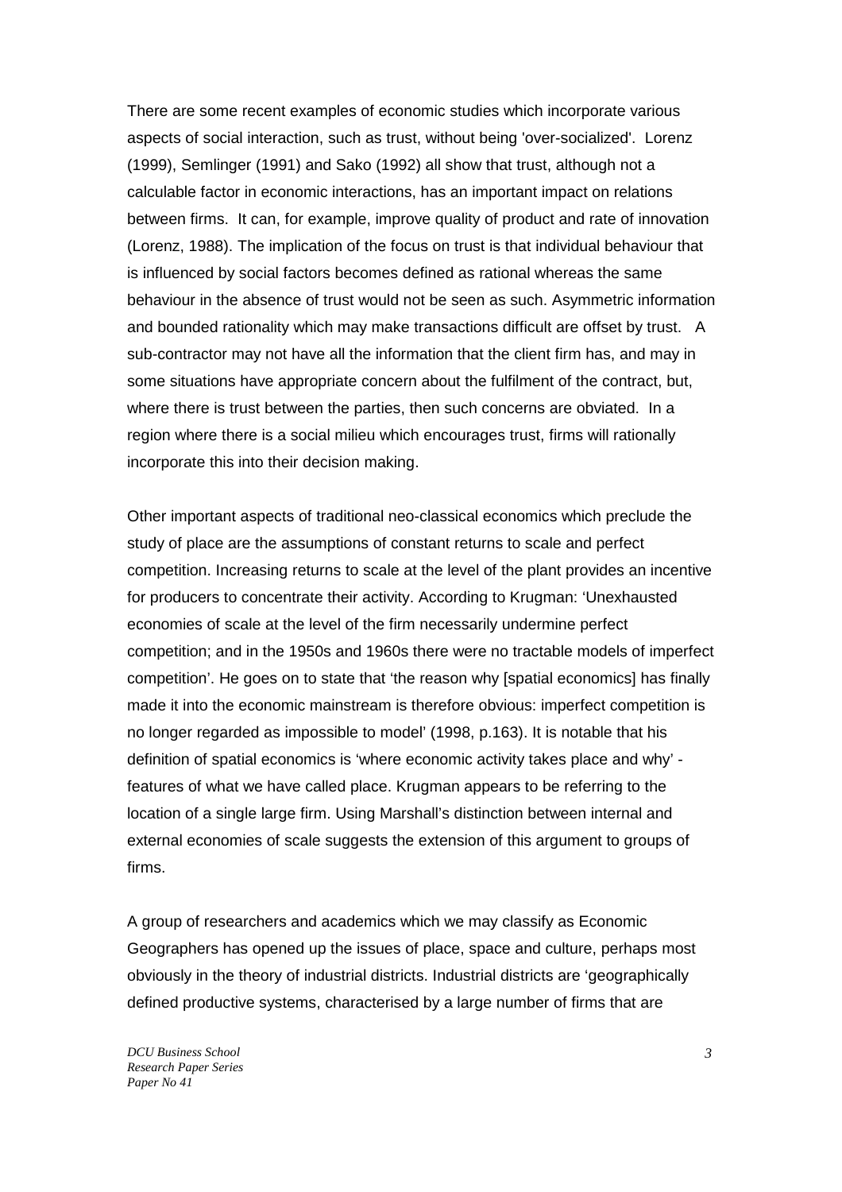There are some recent examples of economic studies which incorporate various aspects of social interaction, such as trust, without being 'over-socialized'. Lorenz (1999), Semlinger (1991) and Sako (1992) all show that trust, although not a calculable factor in economic interactions, has an important impact on relations between firms. It can, for example, improve quality of product and rate of innovation (Lorenz, 1988). The implication of the focus on trust is that individual behaviour that is influenced by social factors becomes defined as rational whereas the same behaviour in the absence of trust would not be seen as such. Asymmetric information and bounded rationality which may make transactions difficult are offset by trust. A sub-contractor may not have all the information that the client firm has, and may in some situations have appropriate concern about the fulfilment of the contract, but, where there is trust between the parties, then such concerns are obviated. In a region where there is a social milieu which encourages trust, firms will rationally incorporate this into their decision making.

Other important aspects of traditional neo-classical economics which preclude the study of place are the assumptions of constant returns to scale and perfect competition. Increasing returns to scale at the level of the plant provides an incentive for producers to concentrate their activity. According to Krugman: 'Unexhausted economies of scale at the level of the firm necessarily undermine perfect competition; and in the 1950s and 1960s there were no tractable models of imperfect competition'. He goes on to state that 'the reason why [spatial economics] has finally made it into the economic mainstream is therefore obvious: imperfect competition is no longer regarded as impossible to model' (1998, p.163). It is notable that his definition of spatial economics is 'where economic activity takes place and why' - features of what we have called place. Krugman appears to be referring to the location of a single large firm. Using Marshall's distinction between internal and external economies of scale suggests the extension of this argument to groups of firms.

A group of researchers and academics which we may classify as Economic Geographers has opened up the issues of place, space and culture, perhaps most obviously in the theory of industrial districts. Industrial districts are 'geographically defined productive systems, characterised by a large number of firms that are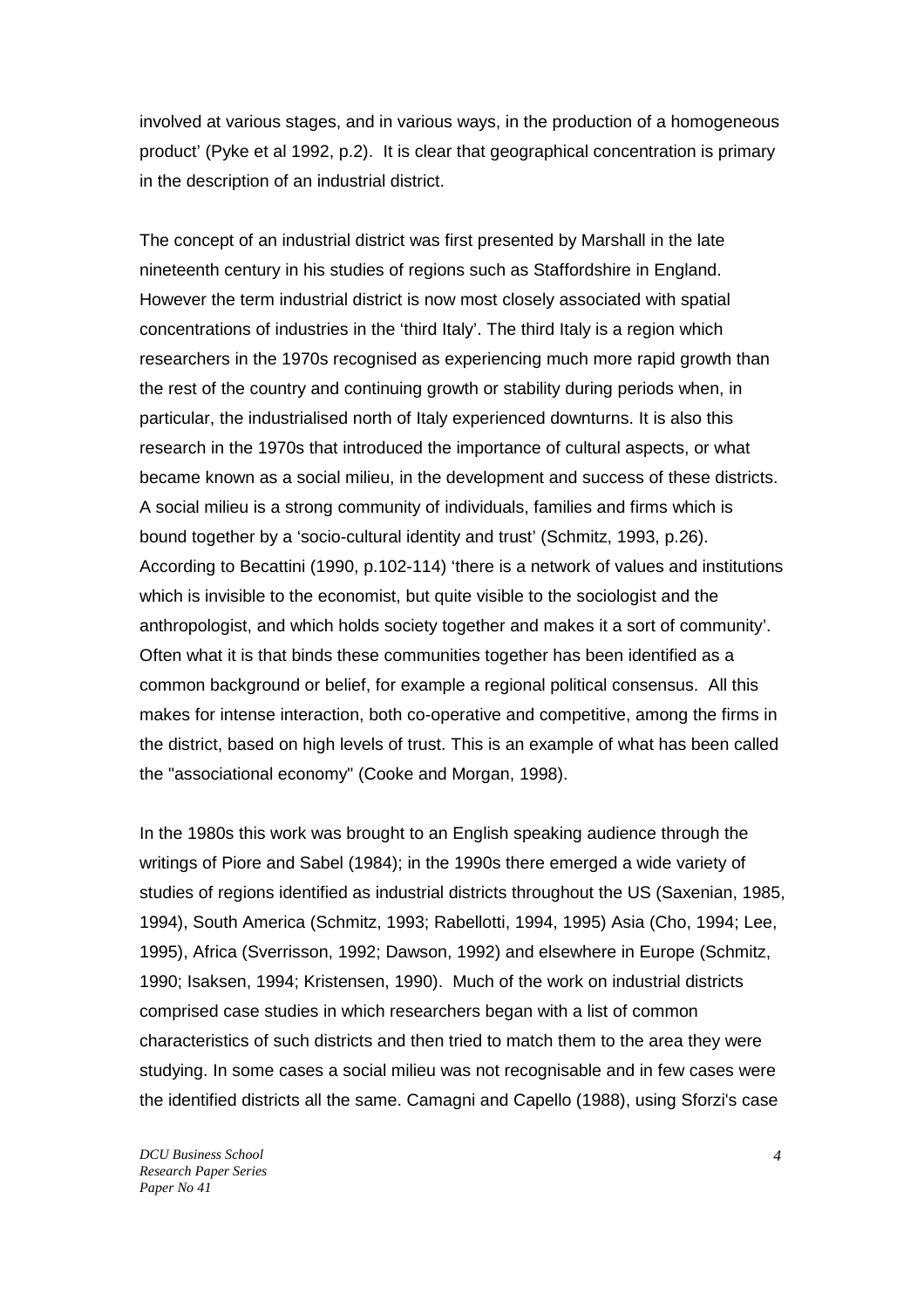involved at various stages, and in various ways, in the production of a homogeneous product' (Pyke et al 1992, p.2). It is clear that geographical concentration is primary in the description of an industrial district.

The concept of an industrial district was first presented by Marshall in the late nineteenth century in his studies of regions such as Staffordshire in England. However the term industrial district is now most closely associated with spatial concentrations of industries in the 'third Italy'. The third Italy is a region which researchers in the 1970s recognised as experiencing much more rapid growth than the rest of the country and continuing growth or stability during periods when, in particular, the industrialised north of Italy experienced downturns. It is also this research in the 1970s that introduced the importance of cultural aspects, or what became known as a social milieu, in the development and success of these districts. A social milieu is a strong community of individuals, families and firms which is bound together by a 'socio-cultural identity and trust' (Schmitz, 1993, p.26). According to Becattini (1990, p.102-114) 'there is a network of values and institutions which is invisible to the economist, but quite visible to the sociologist and the anthropologist, and which holds society together and makes it a sort of community'. Often what it is that binds these communities together has been identified as a common background or belief, for example a regional political consensus. All this makes for intense interaction, both co-operative and competitive, among the firms in the district, based on high levels of trust. This is an example of what has been called the "associational economy" (Cooke and Morgan, 1998).

In the 1980s this work was brought to an English speaking audience through the writings of Piore and Sabel (1984); in the 1990s there emerged a wide variety of studies of regions identified as industrial districts throughout the US (Saxenian, 1985, 1994), South America (Schmitz, 1993; Rabellotti, 1994, 1995) Asia (Cho, 1994; Lee, 1995), Africa (Sverrisson, 1992; Dawson, 1992) and elsewhere in Europe (Schmitz, 1990; Isaksen, 1994; Kristensen, 1990). Much of the work on industrial districts comprised case studies in which researchers began with a list of common characteristics of such districts and then tried to match them to the area they were studying. In some cases a social milieu was not recognisable and in few cases were the identified districts all the same. Camagni and Capello (1988), using Sforzi's case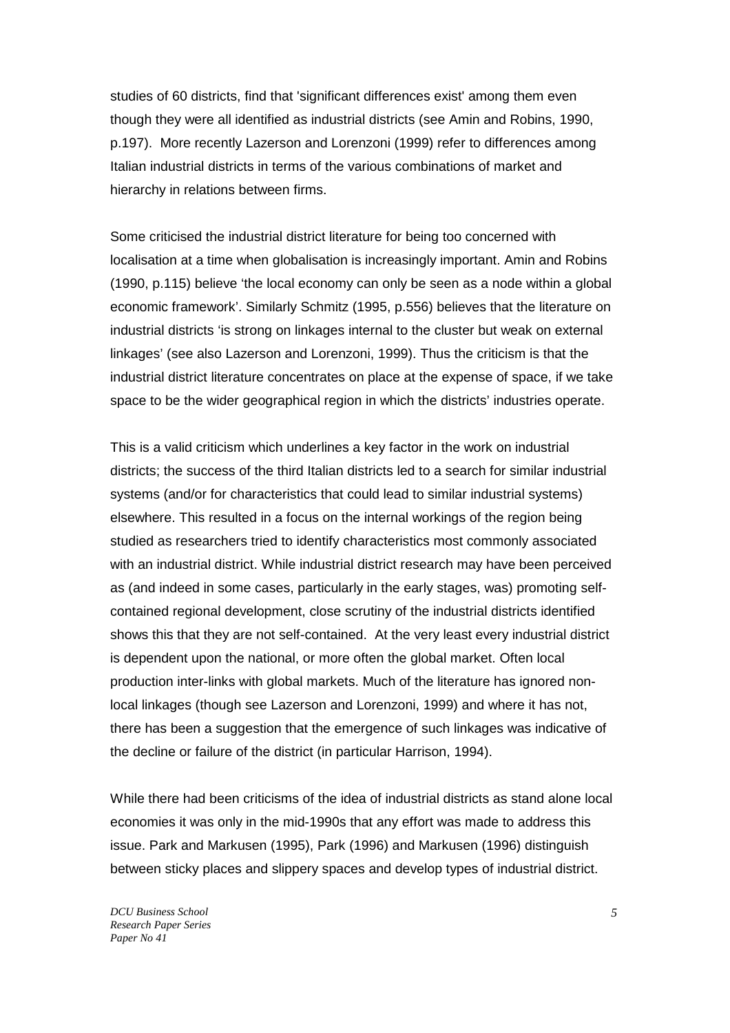studies of 60 districts, find that 'significant differences exist' among them even though they were all identified as industrial districts (see Amin and Robins, 1990, p.197). More recently Lazerson and Lorenzoni (1999) refer to differences among Italian industrial districts in terms of the various combinations of market and hierarchy in relations between firms.

Some criticised the industrial district literature for being too concerned with localisation at a time when globalisation is increasingly important. Amin and Robins (1990, p.115) believe 'the local economy can only be seen as a node within a global economic framework'. Similarly Schmitz (1995, p.556) believes that the literature on industrial districts 'is strong on linkages internal to the cluster but weak on external linkages' (see also Lazerson and Lorenzoni, 1999). Thus the criticism is that the industrial district literature concentrates on place at the expense of space, if we take space to be the wider geographical region in which the districts' industries operate.

This is a valid criticism which underlines a key factor in the work on industrial districts; the success of the third Italian districts led to a search for similar industrial systems (and/or for characteristics that could lead to similar industrial systems) elsewhere. This resulted in a focus on the internal workings of the region being studied as researchers tried to identify characteristics most commonly associated with an industrial district. While industrial district research may have been perceived as (and indeed in some cases, particularly in the early stages, was) promoting self-contained regional development, close scrutiny of the industrial districts identified shows this that they are not self-contained. At the very least every industrial district is dependent upon the national, or more often the global market. Often local production inter-links with global markets. Much of the literature has ignored non-local linkages (though see Lazerson and Lorenzoni, 1999) and where it has not, there has been a suggestion that the emergence of such linkages was indicative of the decline or failure of the district (in particular Harrison, 1994).

While there had been criticisms of the idea of industrial districts as stand alone local economies it was only in the mid-1990s that any effort was made to address this issue. Park and Markusen (1995), Park (1996) and Markusen (1996) distinguish between sticky places and slippery spaces and develop types of industrial district.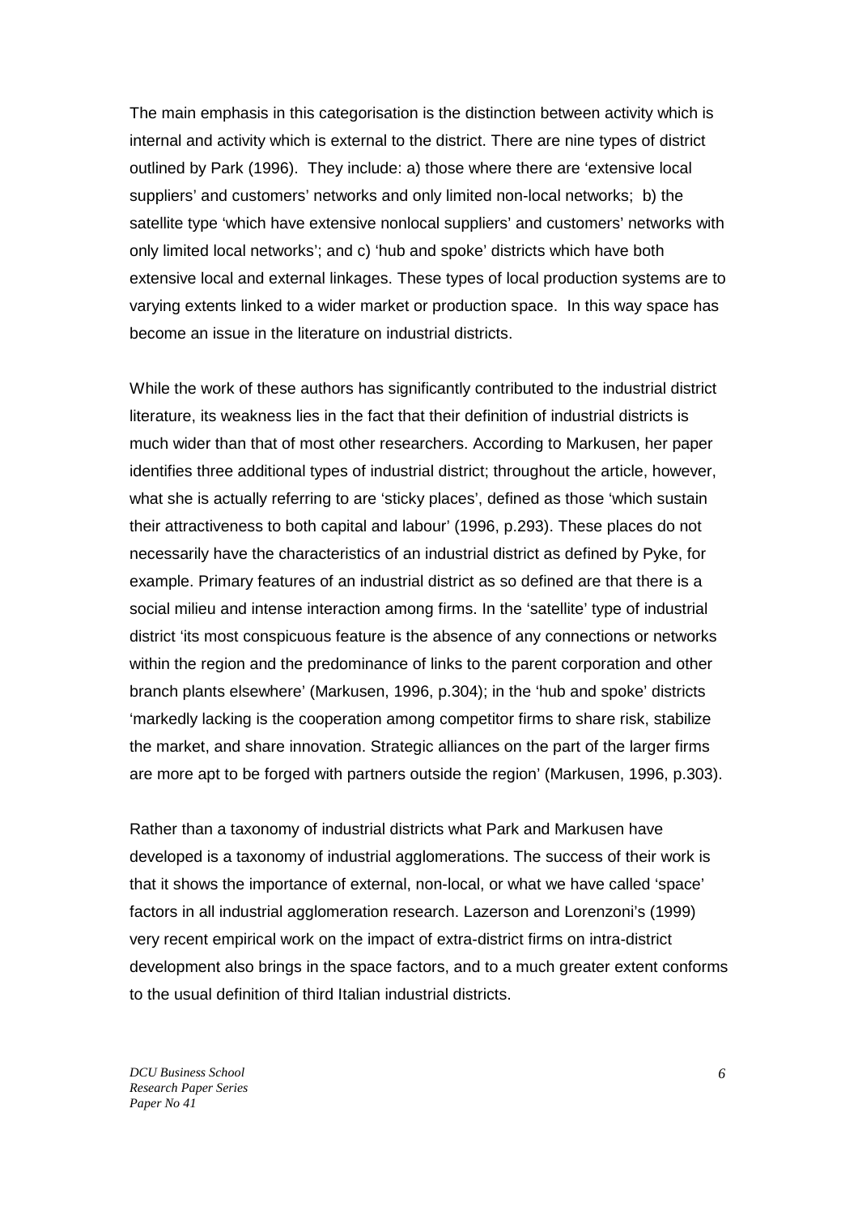The main emphasis in this categorisation is the distinction between activity which is internal and activity which is external to the district. There are nine types of district outlined by Park (1996). They include: a) those where there are 'extensive local suppliers' and customers' networks and only limited non-local networks; b) the satellite type 'which have extensive nonlocal suppliers' and customers' networks with only limited local networks'; and c) 'hub and spoke' districts which have both extensive local and external linkages. These types of local production systems are to varying extents linked to a wider market or production space. In this way space has become an issue in the literature on industrial districts.

While the work of these authors has significantly contributed to the industrial district literature, its weakness lies in the fact that their definition of industrial districts is much wider than that of most other researchers. According to Markusen, her paper identifies three additional types of industrial district; throughout the article, however, what she is actually referring to are 'sticky places', defined as those 'which sustain their attractiveness to both capital and labour' (1996, p.293). These places do not necessarily have the characteristics of an industrial district as defined by Pyke, for example. Primary features of an industrial district as so defined are that there is a social milieu and intense interaction among firms. In the 'satellite' type of industrial district 'its most conspicuous feature is the absence of any connections or networks within the region and the predominance of links to the parent corporation and other branch plants elsewhere' (Markusen, 1996, p.304); in the 'hub and spoke' districts 'markedly lacking is the cooperation among competitor firms to share risk, stabilize the market, and share innovation. Strategic alliances on the part of the larger firms are more apt to be forged with partners outside the region' (Markusen, 1996, p.303).

Rather than a taxonomy of industrial districts what Park and Markusen have developed is a taxonomy of industrial agglomerations. The success of their work is that it shows the importance of external, non-local, or what we have called 'space' factors in all industrial agglomeration research. Lazerson and Lorenzoni's (1999) very recent empirical work on the impact of extra-district firms on intra-district development also brings in the space factors, and to a much greater extent conforms to the usual definition of third Italian industrial districts.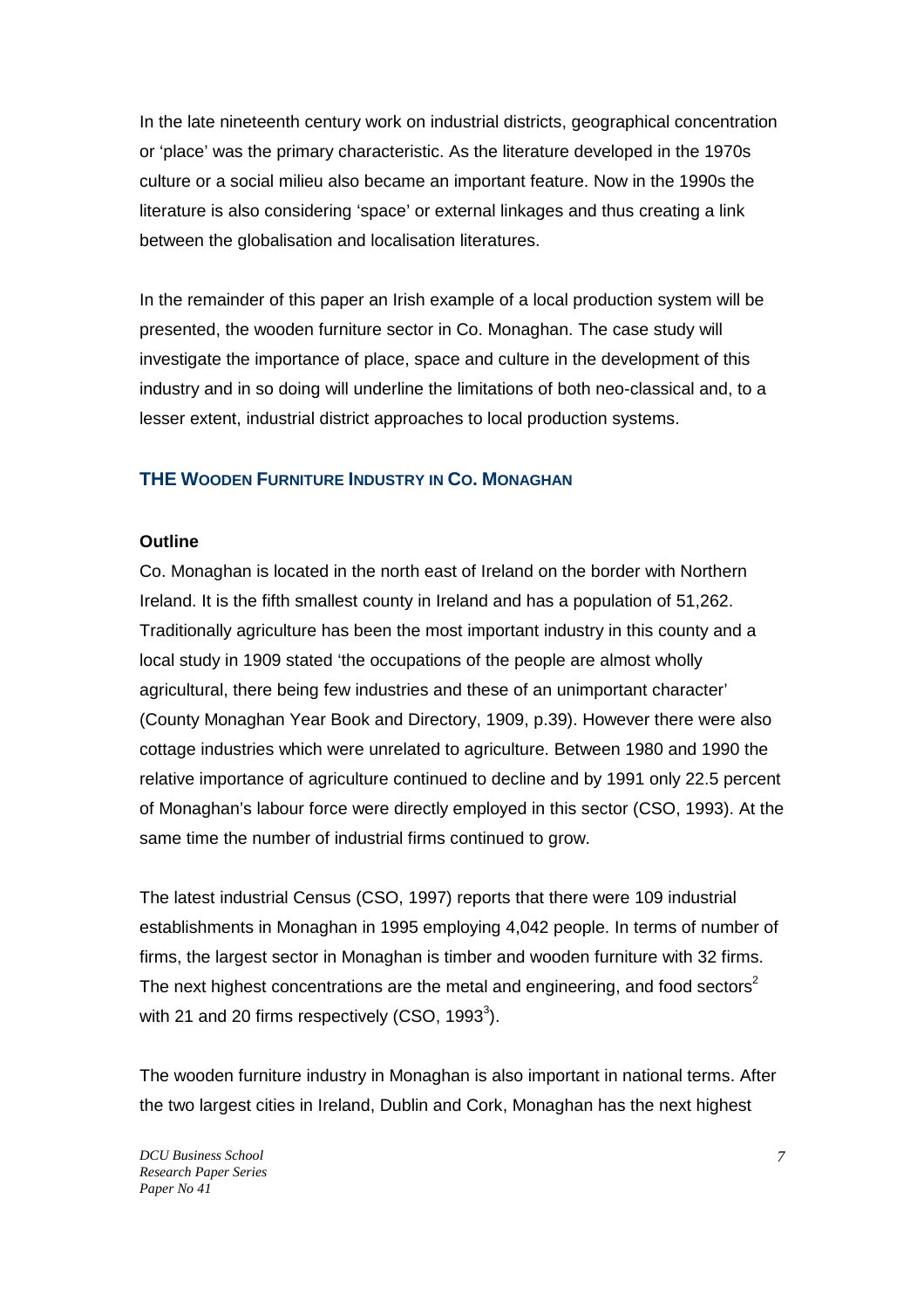In the late nineteenth century work on industrial districts, geographical concentration or 'place' was the primary characteristic. As the literature developed in the 1970s culture or a social milieu also became an important feature. Now in the 1990s the literature is also considering 'space' or external linkages and thus creating a link between the globalisation and localisation literatures.

In the remainder of this paper an Irish example of a local production system will be presented, the wooden furniture sector in Co. Monaghan. The case study will investigate the importance of place, space and culture in the development of this industry and in so doing will underline the limitations of both neo-classical and, to a lesser extent, industrial district approaches to local production systems.

## THE WOODEN FURNITURE INDUSTRY IN CO. MONAGHAN

### Outline

Co. Monaghan is located in the north east of Ireland on the border with Northern Ireland. It is the fifth smallest county in Ireland and has a population of 51,262. Traditionally agriculture has been the most important industry in this county and a local study in 1909 stated 'the occupations of the people are almost wholly agricultural, there being few industries and these of an unimportant character' (County Monaghan Year Book and Directory, 1909, p.39). However there were also cottage industries which were unrelated to agriculture. Between 1980 and 1990 the relative importance of agriculture continued to decline and by 1991 only 22.5 percent of Monaghan's labour force were directly employed in this sector (CSO, 1993). At the same time the number of industrial firms continued to grow.

The latest industrial Census (CSO, 1997) reports that there were 109 industrial establishments in Monaghan in 1995 employing 4,042 people. In terms of number of firms, the largest sector in Monaghan is timber and wooden furniture with 32 firms. The next highest concentrations are the metal and engineering, and food sectors[2] with 21 and 20 firms respectively (CSO, 1993[3]).

The wooden furniture industry in Monaghan is also important in national terms. After the two largest cities in Ireland, Dublin and Cork, Monaghan has the next highest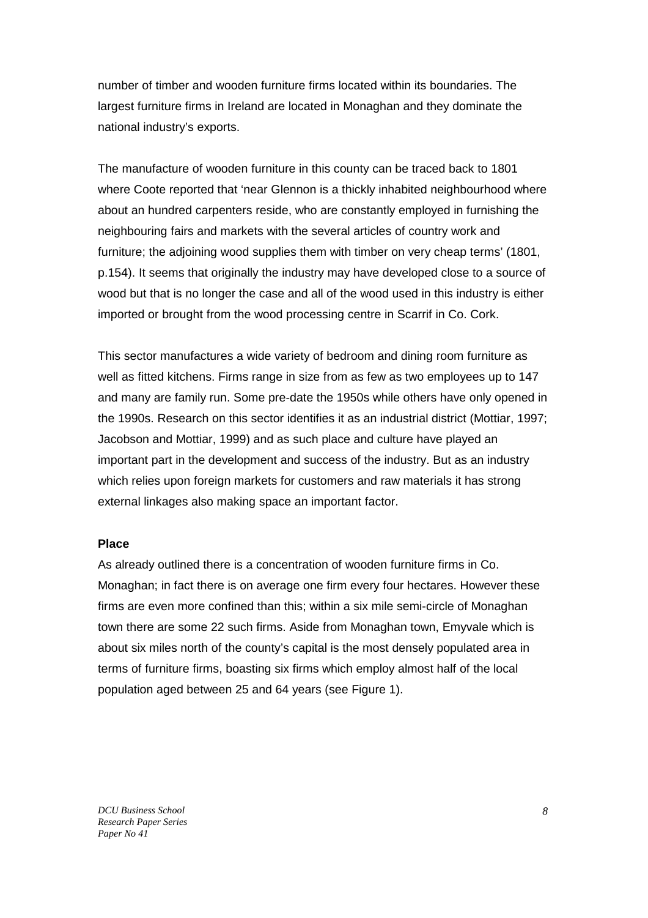number of timber and wooden furniture firms located within its boundaries. The largest furniture firms in Ireland are located in Monaghan and they dominate the national industry's exports.

The manufacture of wooden furniture in this county can be traced back to 1801 where Coote reported that 'near Glennon is a thickly inhabited neighbourhood where about an hundred carpenters reside, who are constantly employed in furnishing the neighbouring fairs and markets with the several articles of country work and furniture; the adjoining wood supplies them with timber on very cheap terms' (1801, p.154). It seems that originally the industry may have developed close to a source of wood but that is no longer the case and all of the wood used in this industry is either imported or brought from the wood processing centre in Scarrif in Co. Cork.

This sector manufactures a wide variety of bedroom and dining room furniture as well as fitted kitchens. Firms range in size from as few as two employees up to 147 and many are family run. Some pre-date the 1950s while others have only opened in the 1990s. Research on this sector identifies it as an industrial district (Mottiar, 1997; Jacobson and Mottiar, 1999) and as such place and culture have played an important part in the development and success of the industry. But as an industry which relies upon foreign markets for customers and raw materials it has strong external linkages also making space an important factor.

**Place**

As already outlined there is a concentration of wooden furniture firms in Co. Monaghan; in fact there is on average one firm every four hectares. However these firms are even more confined than this; within a six mile semi-circle of Monaghan town there are some 22 such firms. Aside from Monaghan town, Emyvale which is about six miles north of the county's capital is the most densely populated area in terms of furniture firms, boasting six firms which employ almost half of the local population aged between 25 and 64 years (see Figure 1).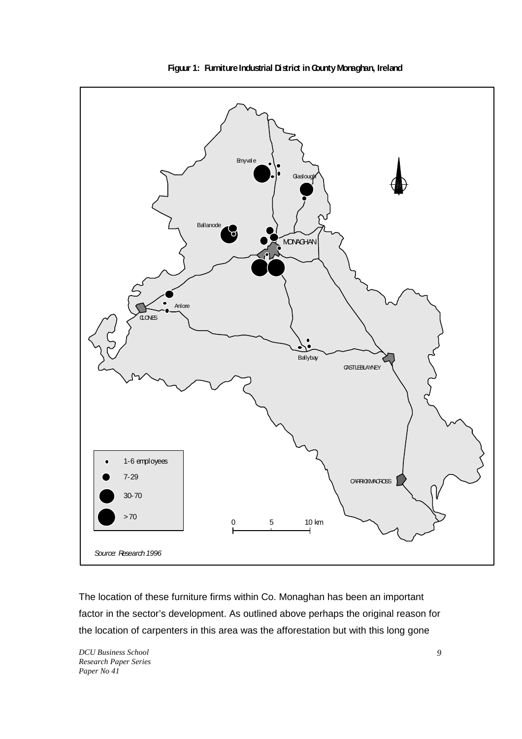**Figuur 1: Furniture Industrial District in County Monaghan, Ireland**

Emyvale
Glaslough
Ballanode
MONAGHAN
Anlore
CLONES
Ballybay
CASTLEBLAYNEY
CARRICKMACROSS

1-6 employees
7-29
30-70
> 70

0 5 10 km

*Source: Research 1996*

The location of these furniture firms within Co. Monaghan has been an important factor in the sector's development. As outlined above perhaps the original reason for the location of carpenters in this area was the afforestation but with this long gone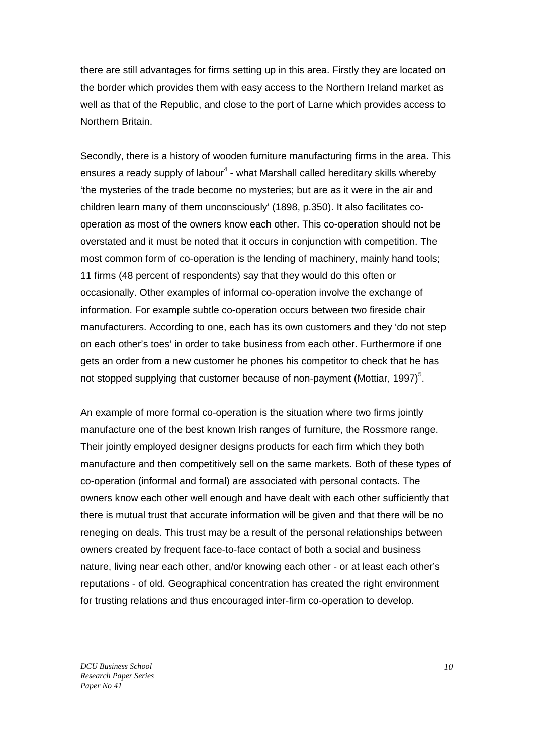there are still advantages for firms setting up in this area. Firstly they are located on the border which provides them with easy access to the Northern Ireland market as well as that of the Republic, and close to the port of Larne which provides access to Northern Britain.

Secondly, there is a history of wooden furniture manufacturing firms in the area. This ensures a ready supply of labour[4] - what Marshall called hereditary skills whereby 'the mysteries of the trade become no mysteries; but are as it were in the air and children learn many of them unconsciously' (1898, p.350). It also facilitates co-operation as most of the owners know each other. This co-operation should not be overstated and it must be noted that it occurs in conjunction with competition. The most common form of co-operation is the lending of machinery, mainly hand tools; 11 firms (48 percent of respondents) say that they would do this often or occasionally. Other examples of informal co-operation involve the exchange of information. For example subtle co-operation occurs between two fireside chair manufacturers. According to one, each has its own customers and they 'do not step on each other's toes' in order to take business from each other. Furthermore if one gets an order from a new customer he phones his competitor to check that he has not stopped supplying that customer because of non-payment (Mottiar, 1997)[5].

An example of more formal co-operation is the situation where two firms jointly manufacture one of the best known Irish ranges of furniture, the Rossmore range. Their jointly employed designer designs products for each firm which they both manufacture and then competitively sell on the same markets. Both of these types of co-operation (informal and formal) are associated with personal contacts. The owners know each other well enough and have dealt with each other sufficiently that there is mutual trust that accurate information will be given and that there will be no reneging on deals. This trust may be a result of the personal relationships between owners created by frequent face-to-face contact of both a social and business nature, living near each other, and/or knowing each other - or at least each other's reputations - of old. Geographical concentration has created the right environment for trusting relations and thus encouraged inter-firm co-operation to develop.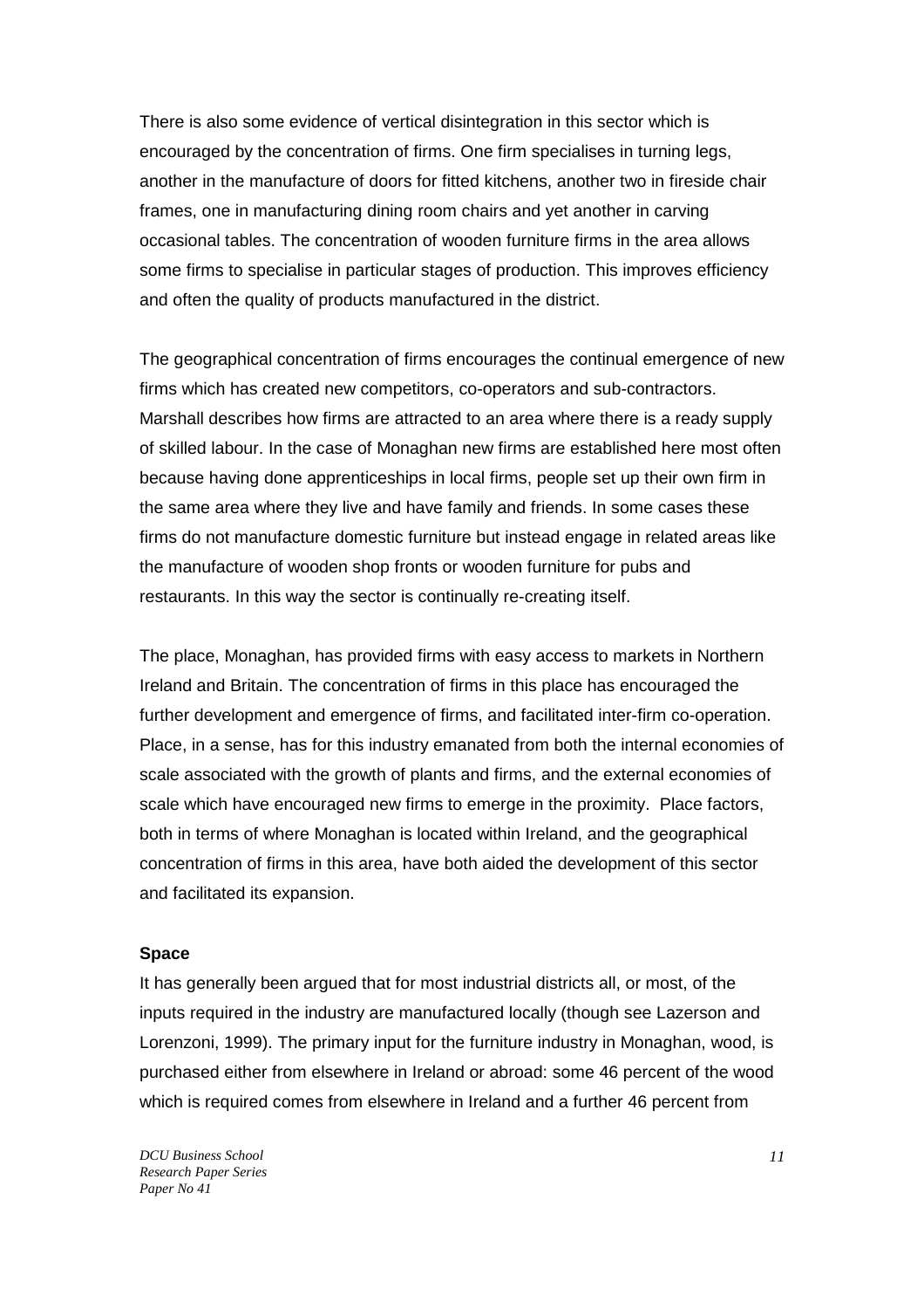There is also some evidence of vertical disintegration in this sector which is encouraged by the concentration of firms. One firm specialises in turning legs, another in the manufacture of doors for fitted kitchens, another two in fireside chair frames, one in manufacturing dining room chairs and yet another in carving occasional tables. The concentration of wooden furniture firms in the area allows some firms to specialise in particular stages of production. This improves efficiency and often the quality of products manufactured in the district.

The geographical concentration of firms encourages the continual emergence of new firms which has created new competitors, co-operators and sub-contractors. Marshall describes how firms are attracted to an area where there is a ready supply of skilled labour. In the case of Monaghan new firms are established here most often because having done apprenticeships in local firms, people set up their own firm in the same area where they live and have family and friends. In some cases these firms do not manufacture domestic furniture but instead engage in related areas like the manufacture of wooden shop fronts or wooden furniture for pubs and restaurants. In this way the sector is continually re-creating itself.

The place, Monaghan, has provided firms with easy access to markets in Northern Ireland and Britain. The concentration of firms in this place has encouraged the further development and emergence of firms, and facilitated inter-firm co-operation. Place, in a sense, has for this industry emanated from both the internal economies of scale associated with the growth of plants and firms, and the external economies of scale which have encouraged new firms to emerge in the proximity. Place factors, both in terms of where Monaghan is located within Ireland, and the geographical concentration of firms in this area, have both aided the development of this sector and facilitated its expansion.

**Space**

It has generally been argued that for most industrial districts all, or most, of the inputs required in the industry are manufactured locally (though see Lazerson and Lorenzoni, 1999). The primary input for the furniture industry in Monaghan, wood, is purchased either from elsewhere in Ireland or abroad: some 46 percent of the wood which is required comes from elsewhere in Ireland and a further 46 percent from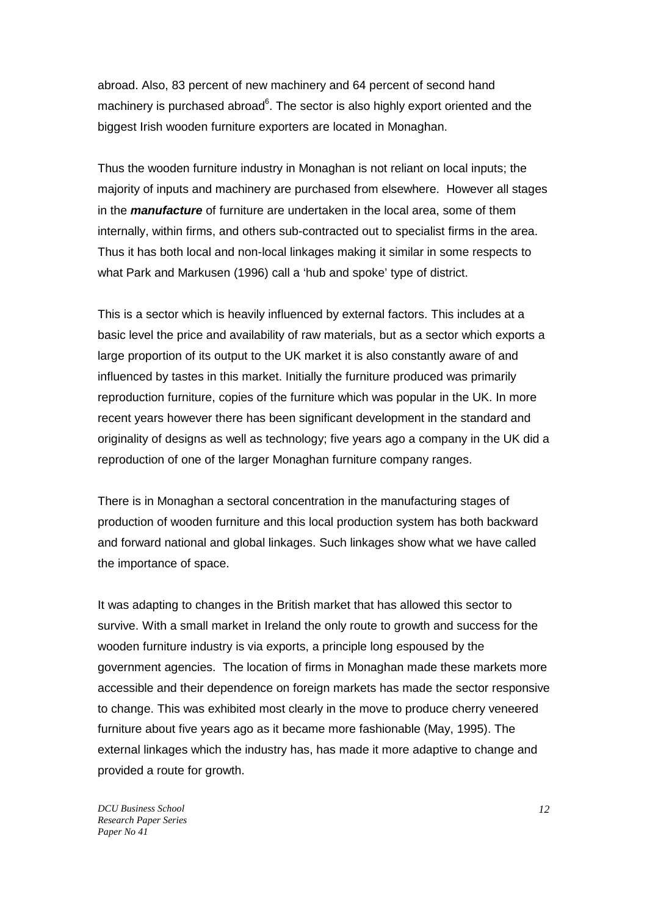abroad. Also, 83 percent of new machinery and 64 percent of second hand machinery is purchased abroad[6]. The sector is also highly export oriented and the biggest Irish wooden furniture exporters are located in Monaghan.

Thus the wooden furniture industry in Monaghan is not reliant on local inputs; the majority of inputs and machinery are purchased from elsewhere. However all stages in the ***manufacture*** of furniture are undertaken in the local area, some of them internally, within firms, and others sub-contracted out to specialist firms in the area. Thus it has both local and non-local linkages making it similar in some respects to what Park and Markusen (1996) call a 'hub and spoke' type of district.

This is a sector which is heavily influenced by external factors. This includes at a basic level the price and availability of raw materials, but as a sector which exports a large proportion of its output to the UK market it is also constantly aware of and influenced by tastes in this market. Initially the furniture produced was primarily reproduction furniture, copies of the furniture which was popular in the UK. In more recent years however there has been significant development in the standard and originality of designs as well as technology; five years ago a company in the UK did a reproduction of one of the larger Monaghan furniture company ranges.

There is in Monaghan a sectoral concentration in the manufacturing stages of production of wooden furniture and this local production system has both backward and forward national and global linkages. Such linkages show what we have called the importance of space.

It was adapting to changes in the British market that has allowed this sector to survive. With a small market in Ireland the only route to growth and success for the wooden furniture industry is via exports, a principle long espoused by the government agencies. The location of firms in Monaghan made these markets more accessible and their dependence on foreign markets has made the sector responsive to change. This was exhibited most clearly in the move to produce cherry veneered furniture about five years ago as it became more fashionable (May, 1995). The external linkages which the industry has, has made it more adaptive to change and provided a route for growth.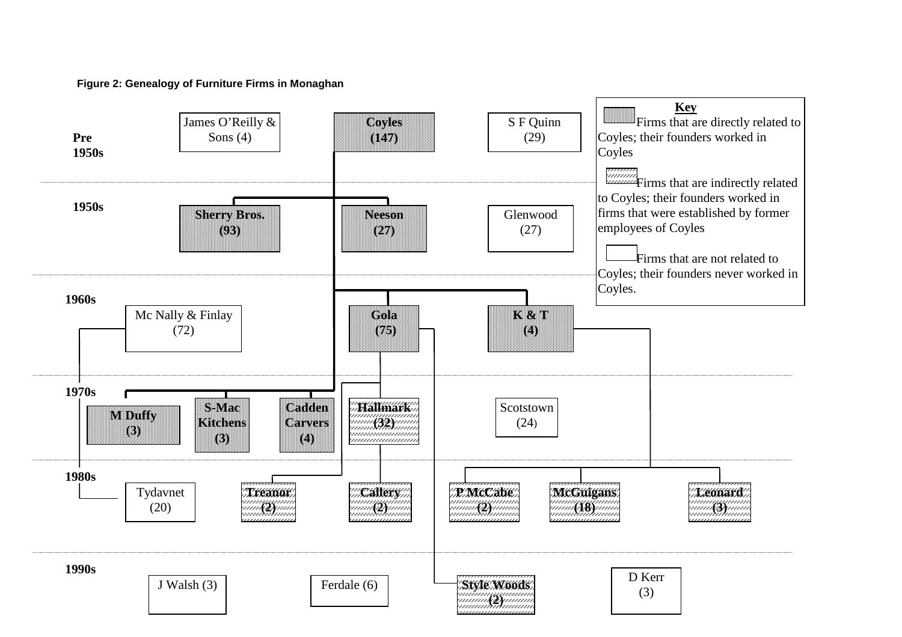**Figure 2: Genealogy of Furniture Firms in Monaghan**

**Key**

Firms that are directly related to Coyles; their founders worked in Coyles

Firms that are indirectly related to Coyles; their founders worked in firms that were established by former employees of Coyles

Firms that are not related to Coyles; their founders never worked in Coyles.

**Pre 1950s**

James O'Reilly & Sons (4)

**Coyles (147)**

S F Quinn (29)

**1950s**

**Sherry Bros. (93)**

**Neeson (27)**

Glenwood (27)

**1960s**

Mc Nally & Finlay (72)

**Gola (75)**

**K & T (4)**

**1970s**

**M Duffy (3)**

**S-Mac Kitchens (3)**

**Cadden Carvers (4)**

**Hallmark (32)**

Scotstown (24)

**1980s**

Tydavnet (20)

**Treanor (2)**

**Callery (2)**

**P McCabe (2)**

**McGuigans (18)**

**Leonard (3)**

**1990s**

J Walsh (3)

Ferdale (6)

**Style Woods (2)**

D Kerr (3)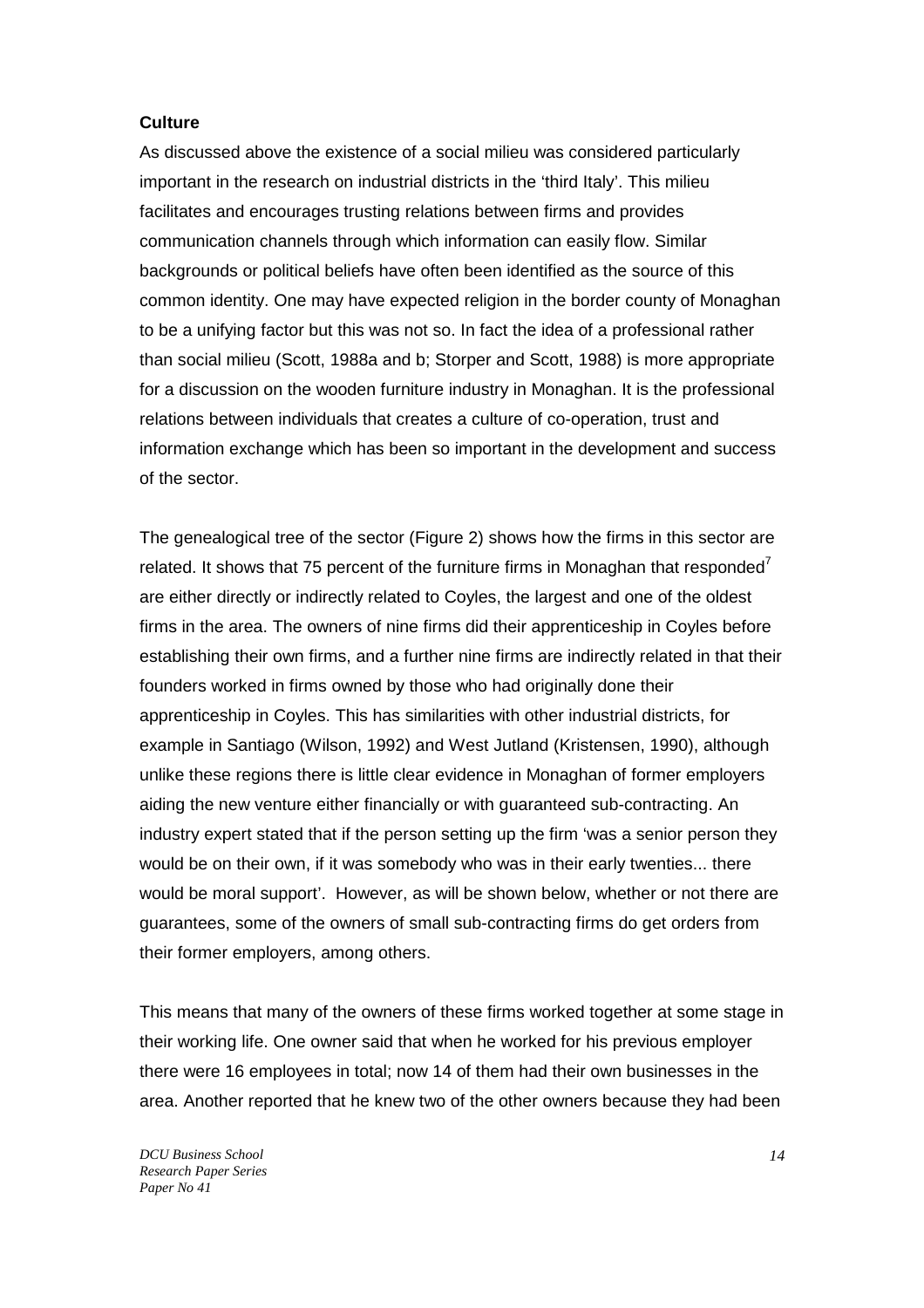**Culture**

As discussed above the existence of a social milieu was considered particularly important in the research on industrial districts in the 'third Italy'. This milieu facilitates and encourages trusting relations between firms and provides communication channels through which information can easily flow. Similar backgrounds or political beliefs have often been identified as the source of this common identity. One may have expected religion in the border county of Monaghan to be a unifying factor but this was not so. In fact the idea of a professional rather than social milieu (Scott, 1988a and b; Storper and Scott, 1988) is more appropriate for a discussion on the wooden furniture industry in Monaghan. It is the professional relations between individuals that creates a culture of co-operation, trust and information exchange which has been so important in the development and success of the sector.

The genealogical tree of the sector (Figure 2) shows how the firms in this sector are related. It shows that 75 percent of the furniture firms in Monaghan that responded[7] are either directly or indirectly related to Coyles, the largest and one of the oldest firms in the area. The owners of nine firms did their apprenticeship in Coyles before establishing their own firms, and a further nine firms are indirectly related in that their founders worked in firms owned by those who had originally done their apprenticeship in Coyles. This has similarities with other industrial districts, for example in Santiago (Wilson, 1992) and West Jutland (Kristensen, 1990), although unlike these regions there is little clear evidence in Monaghan of former employers aiding the new venture either financially or with guaranteed sub-contracting. An industry expert stated that if the person setting up the firm 'was a senior person they would be on their own, if it was somebody who was in their early twenties... there would be moral support'. However, as will be shown below, whether or not there are guarantees, some of the owners of small sub-contracting firms do get orders from their former employers, among others.

This means that many of the owners of these firms worked together at some stage in their working life. One owner said that when he worked for his previous employer there were 16 employees in total; now 14 of them had their own businesses in the area. Another reported that he knew two of the other owners because they had been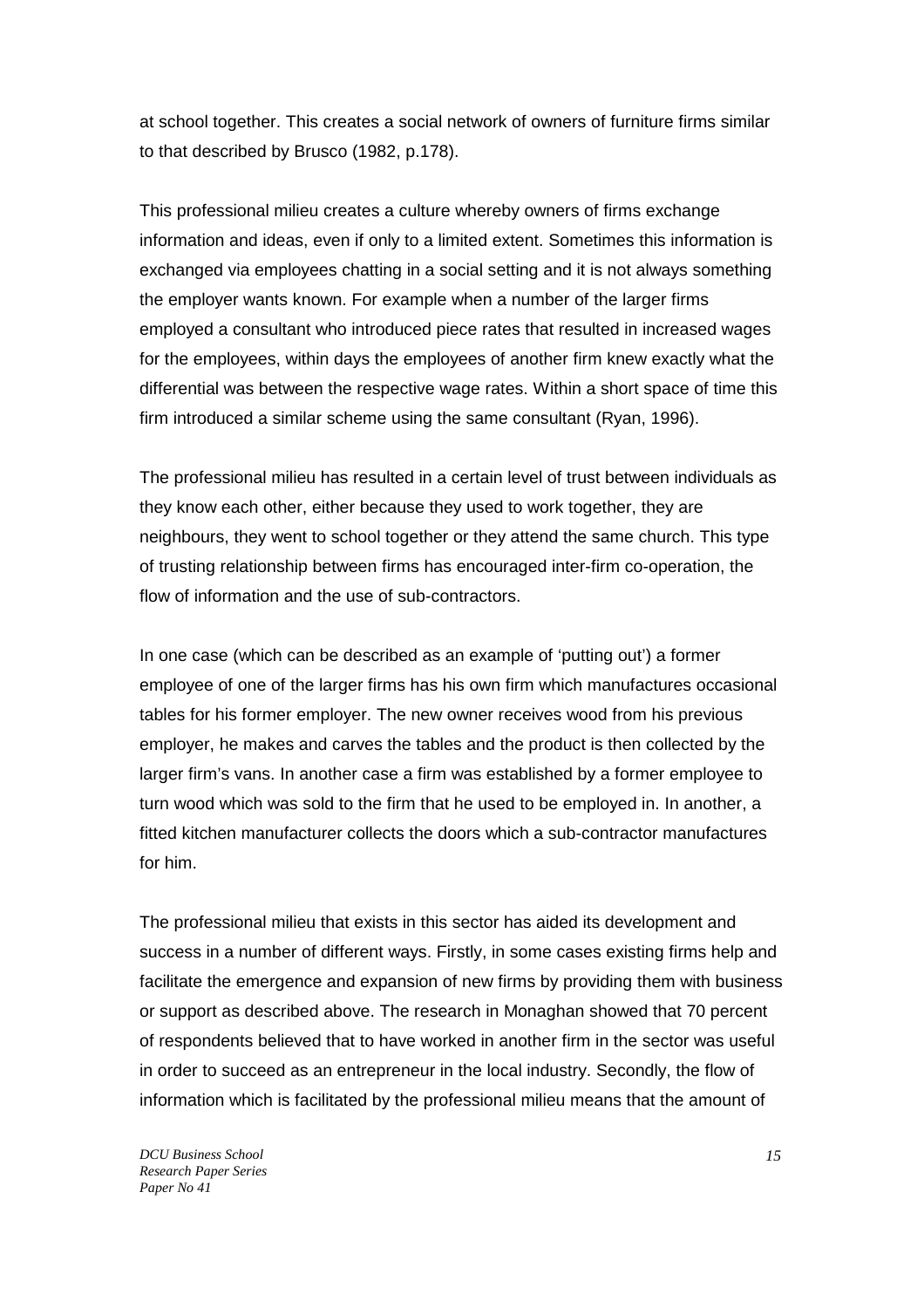at school together. This creates a social network of owners of furniture firms similar to that described by Brusco (1982, p.178).

This professional milieu creates a culture whereby owners of firms exchange information and ideas, even if only to a limited extent. Sometimes this information is exchanged via employees chatting in a social setting and it is not always something the employer wants known. For example when a number of the larger firms employed a consultant who introduced piece rates that resulted in increased wages for the employees, within days the employees of another firm knew exactly what the differential was between the respective wage rates. Within a short space of time this firm introduced a similar scheme using the same consultant (Ryan, 1996).

The professional milieu has resulted in a certain level of trust between individuals as they know each other, either because they used to work together, they are neighbours, they went to school together or they attend the same church. This type of trusting relationship between firms has encouraged inter-firm co-operation, the flow of information and the use of sub-contractors.

In one case (which can be described as an example of 'putting out') a former employee of one of the larger firms has his own firm which manufactures occasional tables for his former employer. The new owner receives wood from his previous employer, he makes and carves the tables and the product is then collected by the larger firm's vans. In another case a firm was established by a former employee to turn wood which was sold to the firm that he used to be employed in. In another, a fitted kitchen manufacturer collects the doors which a sub-contractor manufactures for him.

The professional milieu that exists in this sector has aided its development and success in a number of different ways. Firstly, in some cases existing firms help and facilitate the emergence and expansion of new firms by providing them with business or support as described above. The research in Monaghan showed that 70 percent of respondents believed that to have worked in another firm in the sector was useful in order to succeed as an entrepreneur in the local industry. Secondly, the flow of information which is facilitated by the professional milieu means that the amount of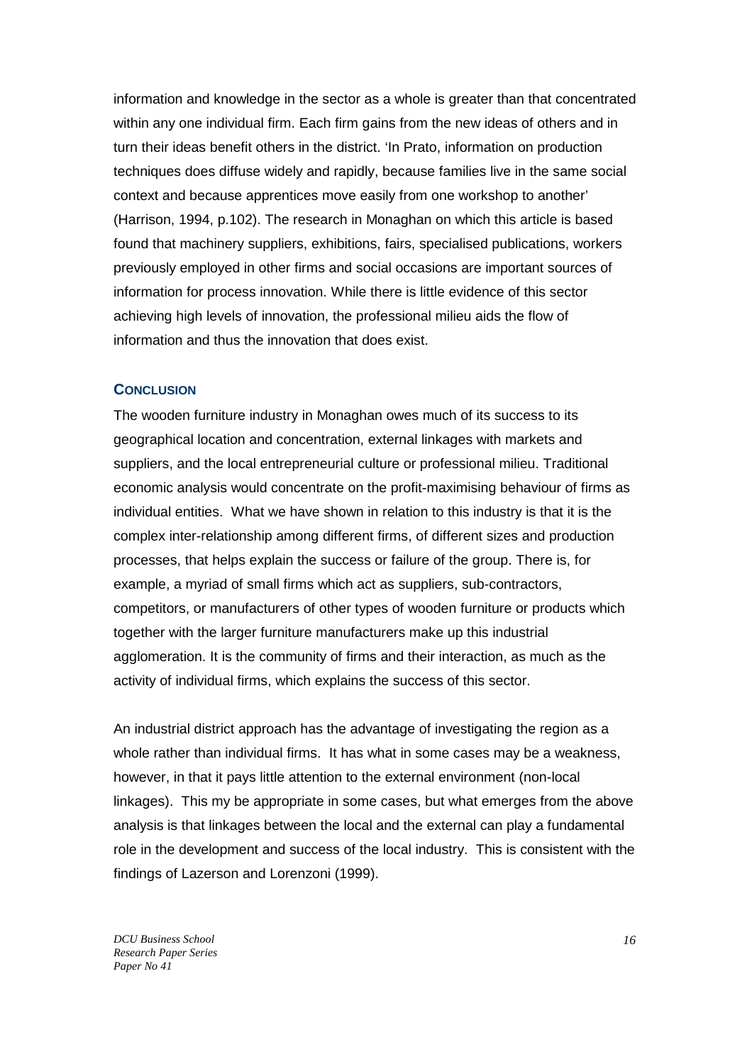information and knowledge in the sector as a whole is greater than that concentrated within any one individual firm. Each firm gains from the new ideas of others and in turn their ideas benefit others in the district. 'In Prato, information on production techniques does diffuse widely and rapidly, because families live in the same social context and because apprentices move easily from one workshop to another' (Harrison, 1994, p.102). The research in Monaghan on which this article is based found that machinery suppliers, exhibitions, fairs, specialised publications, workers previously employed in other firms and social occasions are important sources of information for process innovation. While there is little evidence of this sector achieving high levels of innovation, the professional milieu aids the flow of information and thus the innovation that does exist.

## CONCLUSION

The wooden furniture industry in Monaghan owes much of its success to its geographical location and concentration, external linkages with markets and suppliers, and the local entrepreneurial culture or professional milieu. Traditional economic analysis would concentrate on the profit-maximising behaviour of firms as individual entities. What we have shown in relation to this industry is that it is the complex inter-relationship among different firms, of different sizes and production processes, that helps explain the success or failure of the group. There is, for example, a myriad of small firms which act as suppliers, sub-contractors, competitors, or manufacturers of other types of wooden furniture or products which together with the larger furniture manufacturers make up this industrial agglomeration. It is the community of firms and their interaction, as much as the activity of individual firms, which explains the success of this sector.

An industrial district approach has the advantage of investigating the region as a whole rather than individual firms. It has what in some cases may be a weakness, however, in that it pays little attention to the external environment (non-local linkages). This my be appropriate in some cases, but what emerges from the above analysis is that linkages between the local and the external can play a fundamental role in the development and success of the local industry. This is consistent with the findings of Lazerson and Lorenzoni (1999).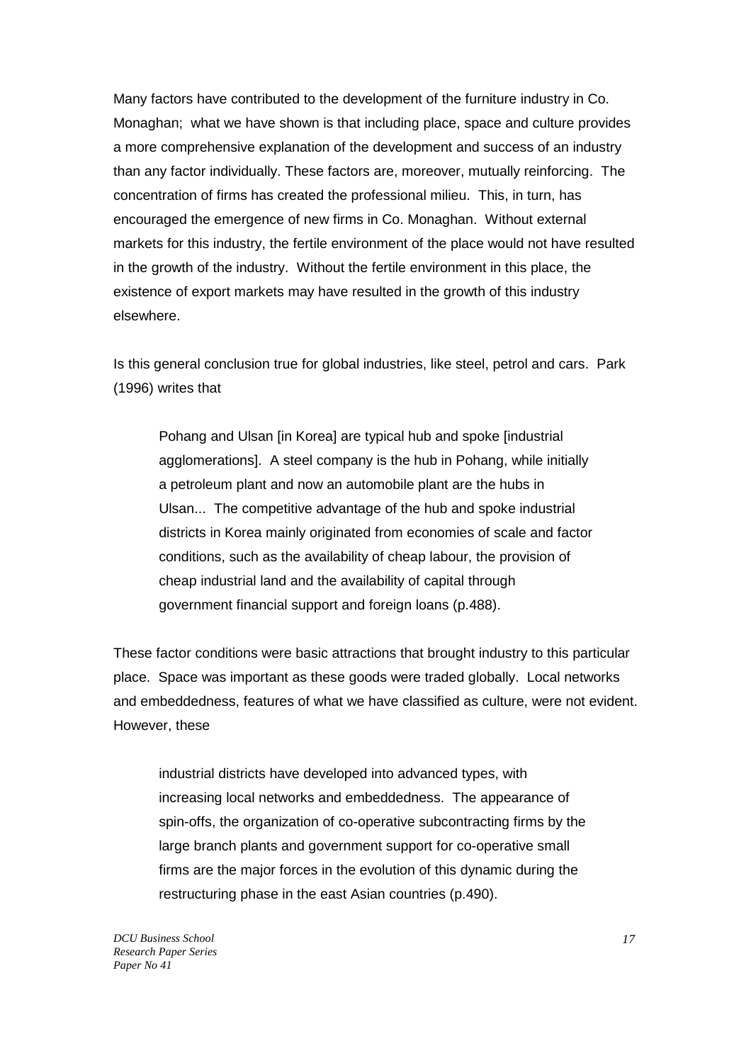Many factors have contributed to the development of the furniture industry in Co. Monaghan; what we have shown is that including place, space and culture provides a more comprehensive explanation of the development and success of an industry than any factor individually. These factors are, moreover, mutually reinforcing. The concentration of firms has created the professional milieu. This, in turn, has encouraged the emergence of new firms in Co. Monaghan. Without external markets for this industry, the fertile environment of the place would not have resulted in the growth of the industry. Without the fertile environment in this place, the existence of export markets may have resulted in the growth of this industry elsewhere.

Is this general conclusion true for global industries, like steel, petrol and cars. Park (1996) writes that

> Pohang and Ulsan [in Korea] are typical hub and spoke [industrial agglomerations]. A steel company is the hub in Pohang, while initially a petroleum plant and now an automobile plant are the hubs in Ulsan... The competitive advantage of the hub and spoke industrial districts in Korea mainly originated from economies of scale and factor conditions, such as the availability of cheap labour, the provision of cheap industrial land and the availability of capital through government financial support and foreign loans (p.488).

These factor conditions were basic attractions that brought industry to this particular place. Space was important as these goods were traded globally. Local networks and embeddedness, features of what we have classified as culture, were not evident. However, these

> industrial districts have developed into advanced types, with increasing local networks and embeddedness. The appearance of spin-offs, the organization of co-operative subcontracting firms by the large branch plants and government support for co-operative small firms are the major forces in the evolution of this dynamic during the restructuring phase in the east Asian countries (p.490).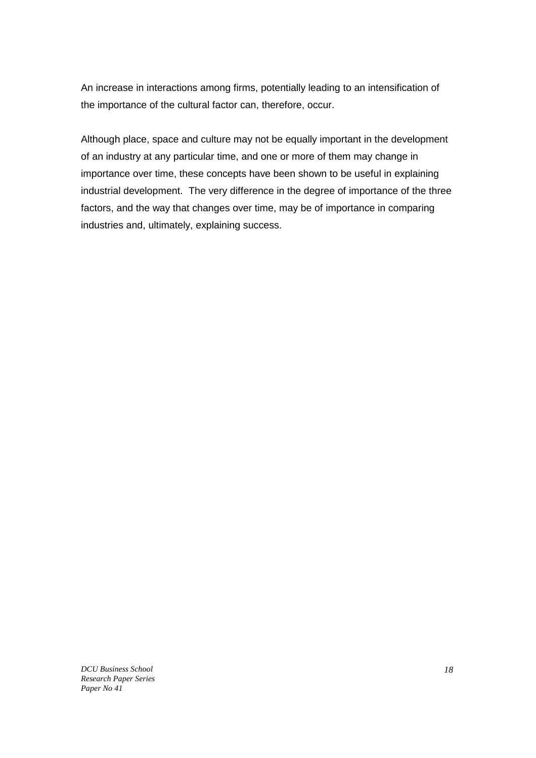An increase in interactions among firms, potentially leading to an intensification of the importance of the cultural factor can, therefore, occur.

Although place, space and culture may not be equally important in the development of an industry at any particular time, and one or more of them may change in importance over time, these concepts have been shown to be useful in explaining industrial development.  The very difference in the degree of importance of the three factors, and the way that changes over time, may be of importance in comparing industries and, ultimately, explaining success.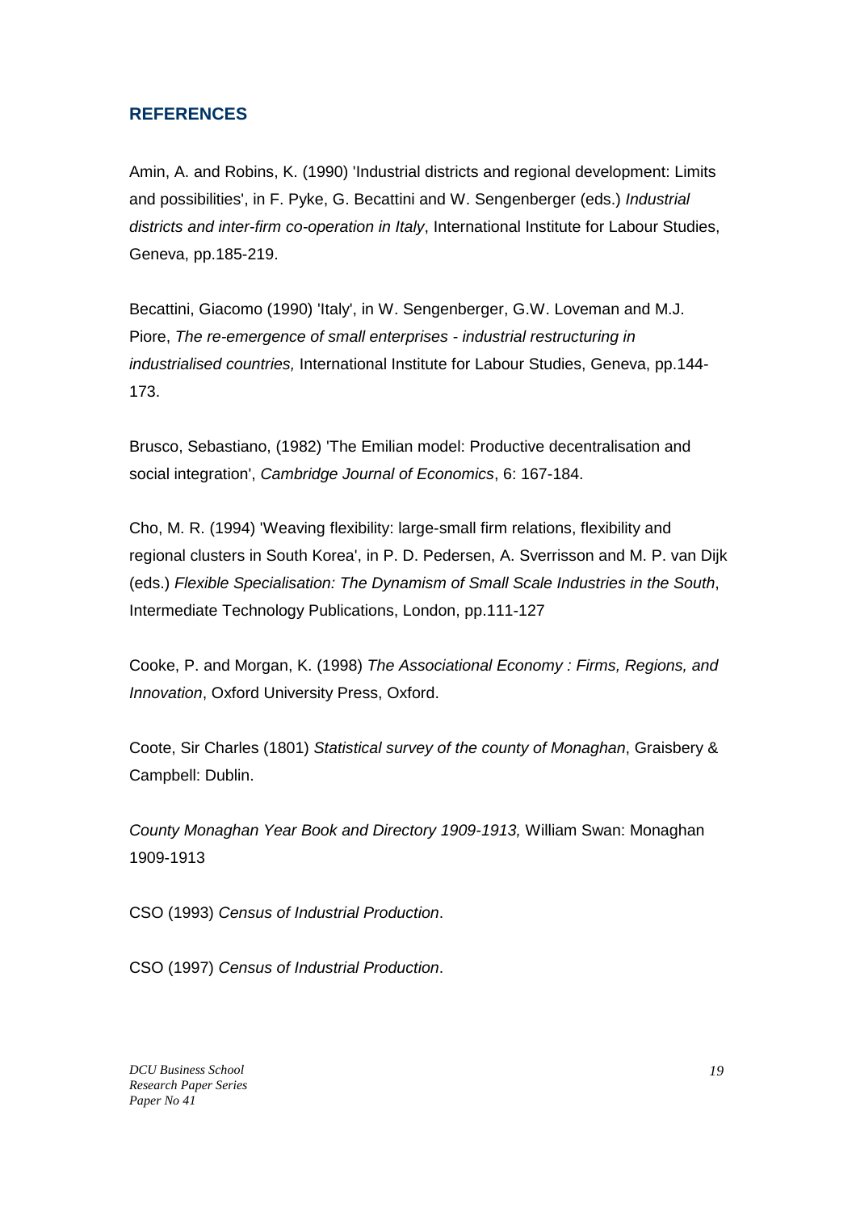## REFERENCES

Amin, A. and Robins, K. (1990) 'Industrial districts and regional development: Limits and possibilities', in F. Pyke, G. Becattini and W. Sengenberger (eds.) *Industrial districts and inter-firm co-operation in Italy*, International Institute for Labour Studies, Geneva, pp.185-219.

Becattini, Giacomo (1990) 'Italy', in W. Sengenberger, G.W. Loveman and M.J. Piore, *The re-emergence of small enterprises - industrial restructuring in industrialised countries,* International Institute for Labour Studies, Geneva, pp.144-173.

Brusco, Sebastiano, (1982) 'The Emilian model: Productive decentralisation and social integration', *Cambridge Journal of Economics*, 6: 167-184.

Cho, M. R. (1994) 'Weaving flexibility: large-small firm relations, flexibility and regional clusters in South Korea', in P. D. Pedersen, A. Sverrisson and M. P. van Dijk (eds.) *Flexible Specialisation: The Dynamism of Small Scale Industries in the South*, Intermediate Technology Publications, London, pp.111-127

Cooke, P. and Morgan, K. (1998) *The Associational Economy : Firms, Regions, and Innovation*, Oxford University Press, Oxford.

Coote, Sir Charles (1801) *Statistical survey of the county of Monaghan*, Graisbery & Campbell: Dublin.

*County Monaghan Year Book and Directory 1909-1913,* William Swan: Monaghan 1909-1913

CSO (1993) *Census of Industrial Production*.

CSO (1997) *Census of Industrial Production*.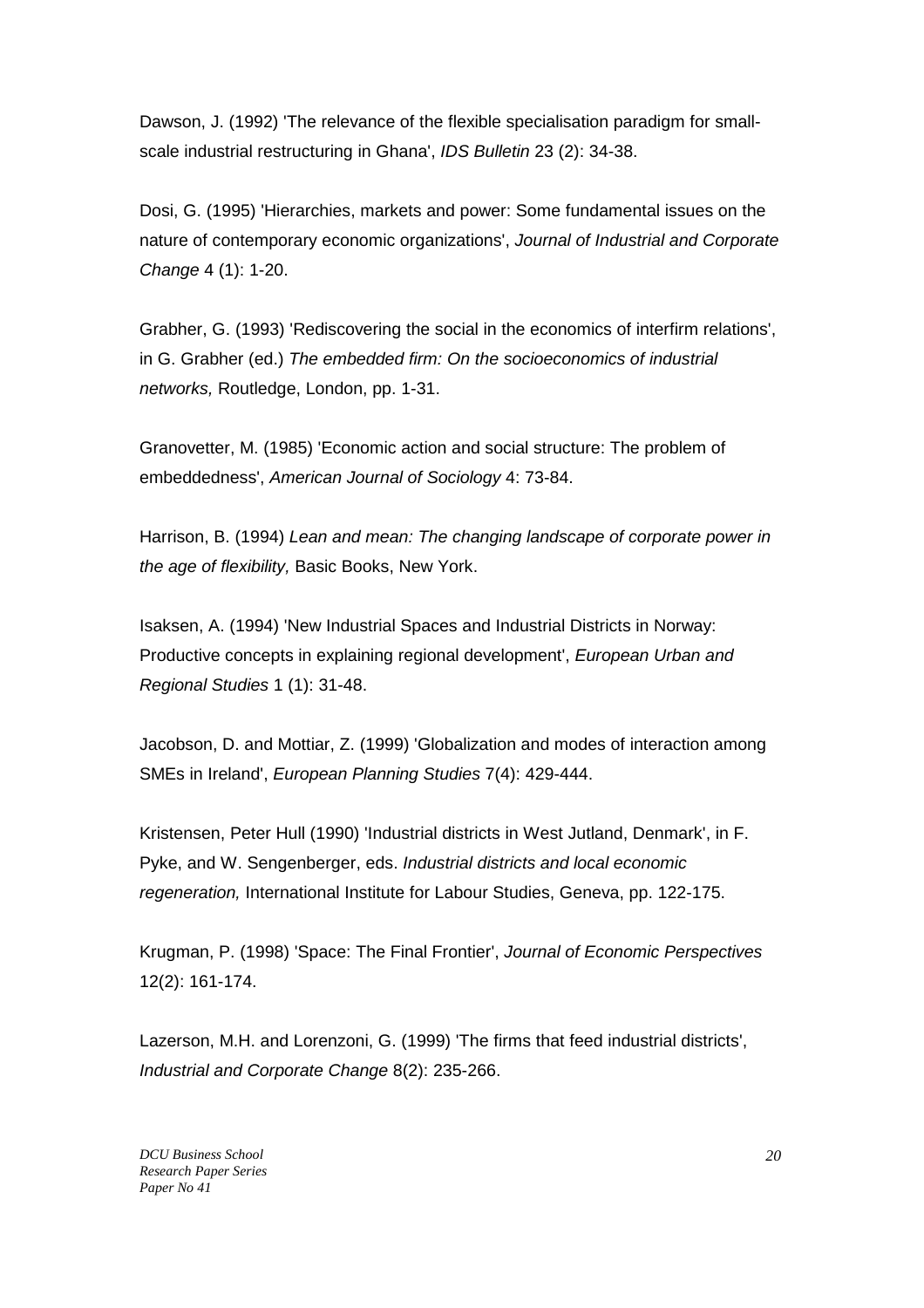Dawson, J. (1992) 'The relevance of the flexible specialisation paradigm for small-scale industrial restructuring in Ghana', *IDS Bulletin* 23 (2): 34-38.

Dosi, G. (1995) 'Hierarchies, markets and power: Some fundamental issues on the nature of contemporary economic organizations', *Journal of Industrial and Corporate Change* 4 (1): 1-20.

Grabher, G. (1993) 'Rediscovering the social in the economics of interfirm relations', in G. Grabher (ed.) *The embedded firm: On the socioeconomics of industrial networks,* Routledge, London, pp. 1-31.

Granovetter, M. (1985) 'Economic action and social structure: The problem of embeddedness', *American Journal of Sociology* 4: 73-84.

Harrison, B. (1994) *Lean and mean: The changing landscape of corporate power in the age of flexibility,* Basic Books, New York.

Isaksen, A. (1994) 'New Industrial Spaces and Industrial Districts in Norway: Productive concepts in explaining regional development', *European Urban and Regional Studies* 1 (1): 31-48.

Jacobson, D. and Mottiar, Z. (1999) 'Globalization and modes of interaction among SMEs in Ireland', *European Planning Studies* 7(4): 429-444.

Kristensen, Peter Hull (1990) 'Industrial districts in West Jutland, Denmark', in F. Pyke, and W. Sengenberger, eds. *Industrial districts and local economic regeneration,* International Institute for Labour Studies, Geneva, pp. 122-175.

Krugman, P. (1998) 'Space: The Final Frontier', *Journal of Economic Perspectives* 12(2): 161-174.

Lazerson, M.H. and Lorenzoni, G. (1999) 'The firms that feed industrial districts', *Industrial and Corporate Change* 8(2): 235-266.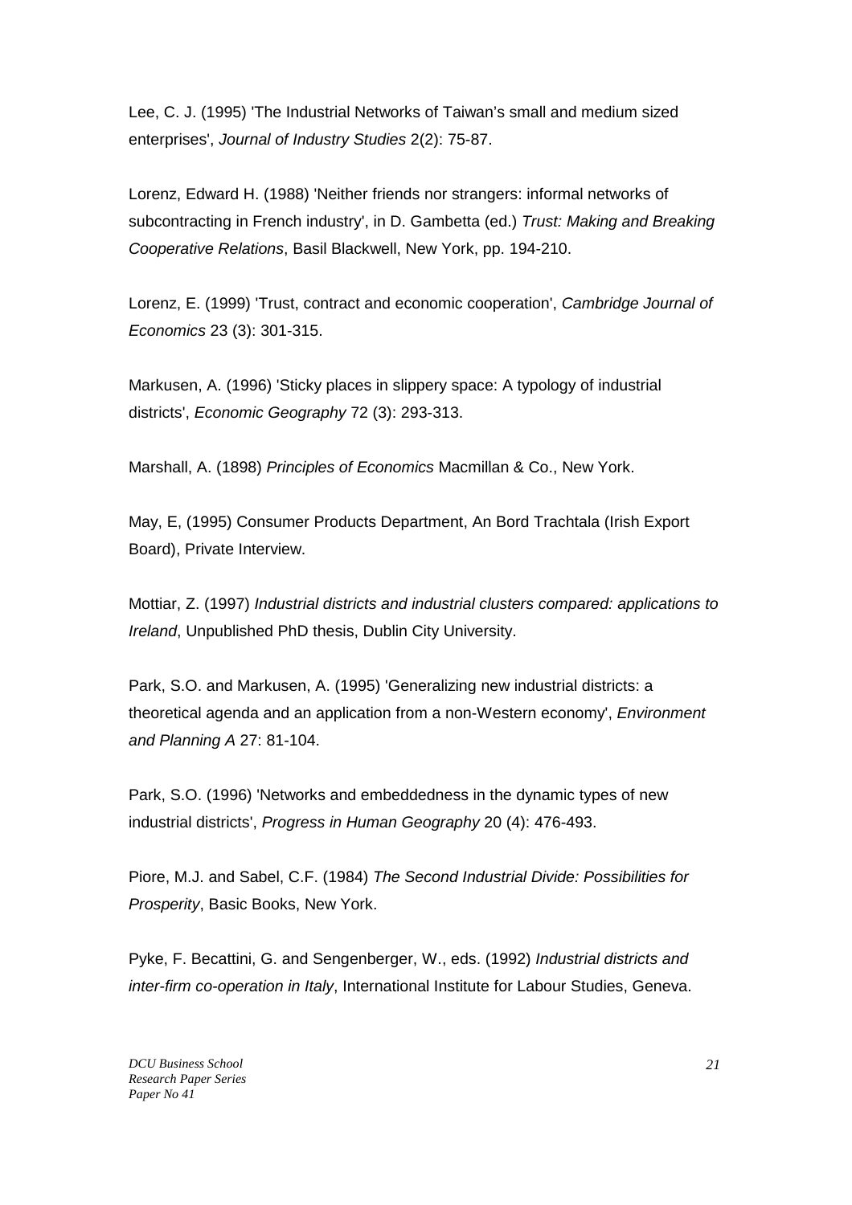Lee, C. J. (1995) 'The Industrial Networks of Taiwan's small and medium sized enterprises', *Journal of Industry Studies* 2(2): 75-87.

Lorenz, Edward H. (1988) 'Neither friends nor strangers: informal networks of subcontracting in French industry', in D. Gambetta (ed.) *Trust: Making and Breaking Cooperative Relations*, Basil Blackwell, New York, pp. 194-210.

Lorenz, E. (1999) 'Trust, contract and economic cooperation', *Cambridge Journal of Economics* 23 (3): 301-315.

Markusen, A. (1996) 'Sticky places in slippery space: A typology of industrial districts', *Economic Geography* 72 (3): 293-313.

Marshall, A. (1898) *Principles of Economics* Macmillan & Co., New York.

May, E, (1995) Consumer Products Department, An Bord Trachtala (Irish Export Board), Private Interview.

Mottiar, Z. (1997) *Industrial districts and industrial clusters compared: applications to Ireland*, Unpublished PhD thesis, Dublin City University.

Park, S.O. and Markusen, A. (1995) 'Generalizing new industrial districts: a theoretical agenda and an application from a non-Western economy', *Environment and Planning A* 27: 81-104.

Park, S.O. (1996) 'Networks and embeddedness in the dynamic types of new industrial districts', *Progress in Human Geography* 20 (4): 476-493.

Piore, M.J. and Sabel, C.F. (1984) *The Second Industrial Divide: Possibilities for Prosperity*, Basic Books, New York.

Pyke, F. Becattini, G. and Sengenberger, W., eds. (1992) *Industrial districts and inter-firm co-operation in Italy*, International Institute for Labour Studies, Geneva.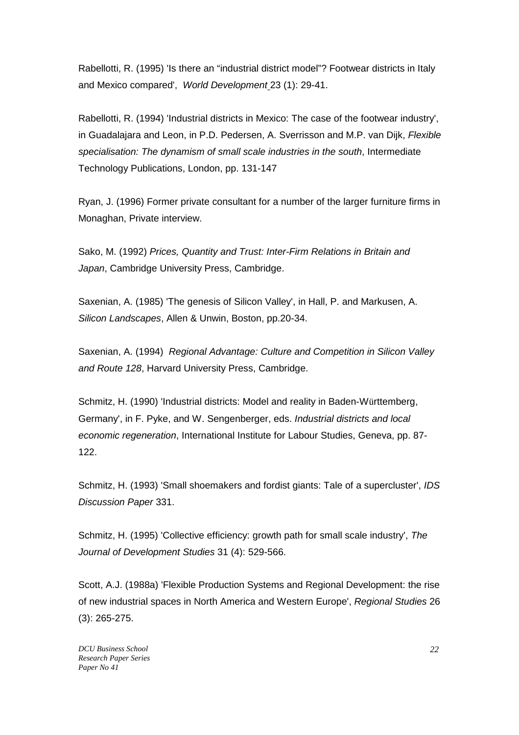Rabellotti, R. (1995) 'Is there an "industrial district model"? Footwear districts in Italy and Mexico compared', *World Development* 23 (1): 29-41.

Rabellotti, R. (1994) 'Industrial districts in Mexico: The case of the footwear industry', in Guadalajara and Leon, in P.D. Pedersen, A. Sverrisson and M.P. van Dijk, *Flexible specialisation: The dynamism of small scale industries in the south*, Intermediate Technology Publications, London, pp. 131-147

Ryan, J. (1996) Former private consultant for a number of the larger furniture firms in Monaghan, Private interview.

Sako, M. (1992) *Prices, Quantity and Trust: Inter-Firm Relations in Britain and Japan*, Cambridge University Press, Cambridge.

Saxenian, A. (1985) 'The genesis of Silicon Valley', in Hall, P. and Markusen, A. *Silicon Landscapes*, Allen & Unwin, Boston, pp.20-34.

Saxenian, A. (1994) *Regional Advantage: Culture and Competition in Silicon Valley and Route 128*, Harvard University Press, Cambridge.

Schmitz, H. (1990) 'Industrial districts: Model and reality in Baden-Württemberg, Germany', in F. Pyke, and W. Sengenberger, eds. *Industrial districts and local economic regeneration*, International Institute for Labour Studies, Geneva, pp. 87-122.

Schmitz, H. (1993) 'Small shoemakers and fordist giants: Tale of a supercluster', *IDS Discussion Paper* 331.

Schmitz, H. (1995) 'Collective efficiency: growth path for small scale industry', *The Journal of Development Studies* 31 (4): 529-566.

Scott, A.J. (1988a) 'Flexible Production Systems and Regional Development: the rise of new industrial spaces in North America and Western Europe', *Regional Studies* 26 (3): 265-275.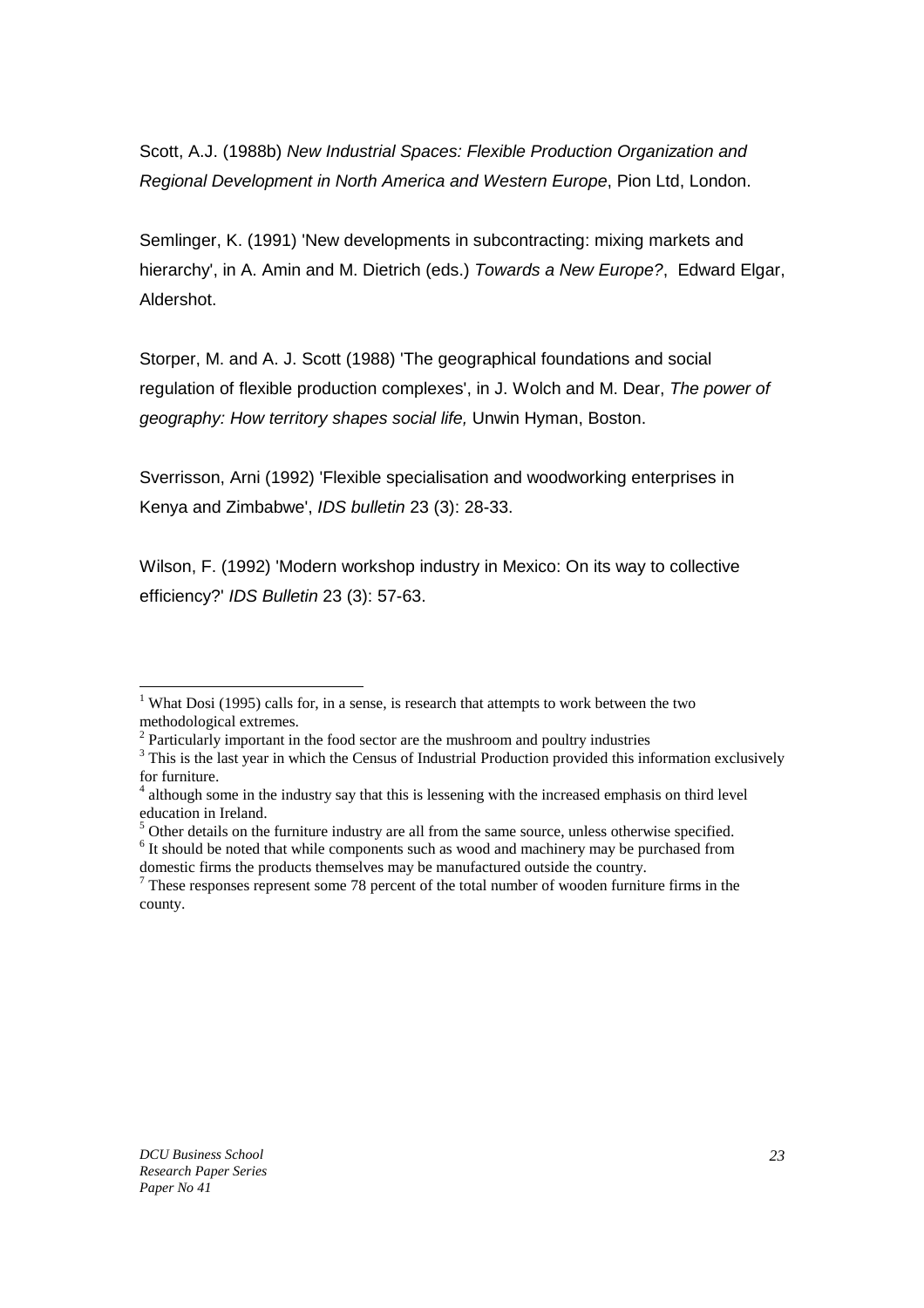Scott, A.J. (1988b) *New Industrial Spaces: Flexible Production Organization and Regional Development in North America and Western Europe*, Pion Ltd, London.

Semlinger, K. (1991) 'New developments in subcontracting: mixing markets and hierarchy', in A. Amin and M. Dietrich (eds.) *Towards a New Europe?*, Edward Elgar, Aldershot.

Storper, M. and A. J. Scott (1988) 'The geographical foundations and social regulation of flexible production complexes', in J. Wolch and M. Dear, *The power of geography: How territory shapes social life,* Unwin Hyman, Boston.

Sverrisson, Arni (1992) 'Flexible specialisation and woodworking enterprises in Kenya and Zimbabwe', *IDS bulletin* 23 (3): 28-33.

Wilson, F. (1992) 'Modern workshop industry in Mexico: On its way to collective efficiency?' *IDS Bulletin* 23 (3): 57-63.

---

[1] What Dosi (1995) calls for, in a sense, is research that attempts to work between the two methodological extremes.

[2] Particularly important in the food sector are the mushroom and poultry industries

[3] This is the last year in which the Census of Industrial Production provided this information exclusively for furniture.

[4] although some in the industry say that this is lessening with the increased emphasis on third level education in Ireland.

[5] Other details on the furniture industry are all from the same source, unless otherwise specified.

[6] It should be noted that while components such as wood and machinery may be purchased from domestic firms the products themselves may be manufactured outside the country.

[7] These responses represent some 78 percent of the total number of wooden furniture firms in the county.